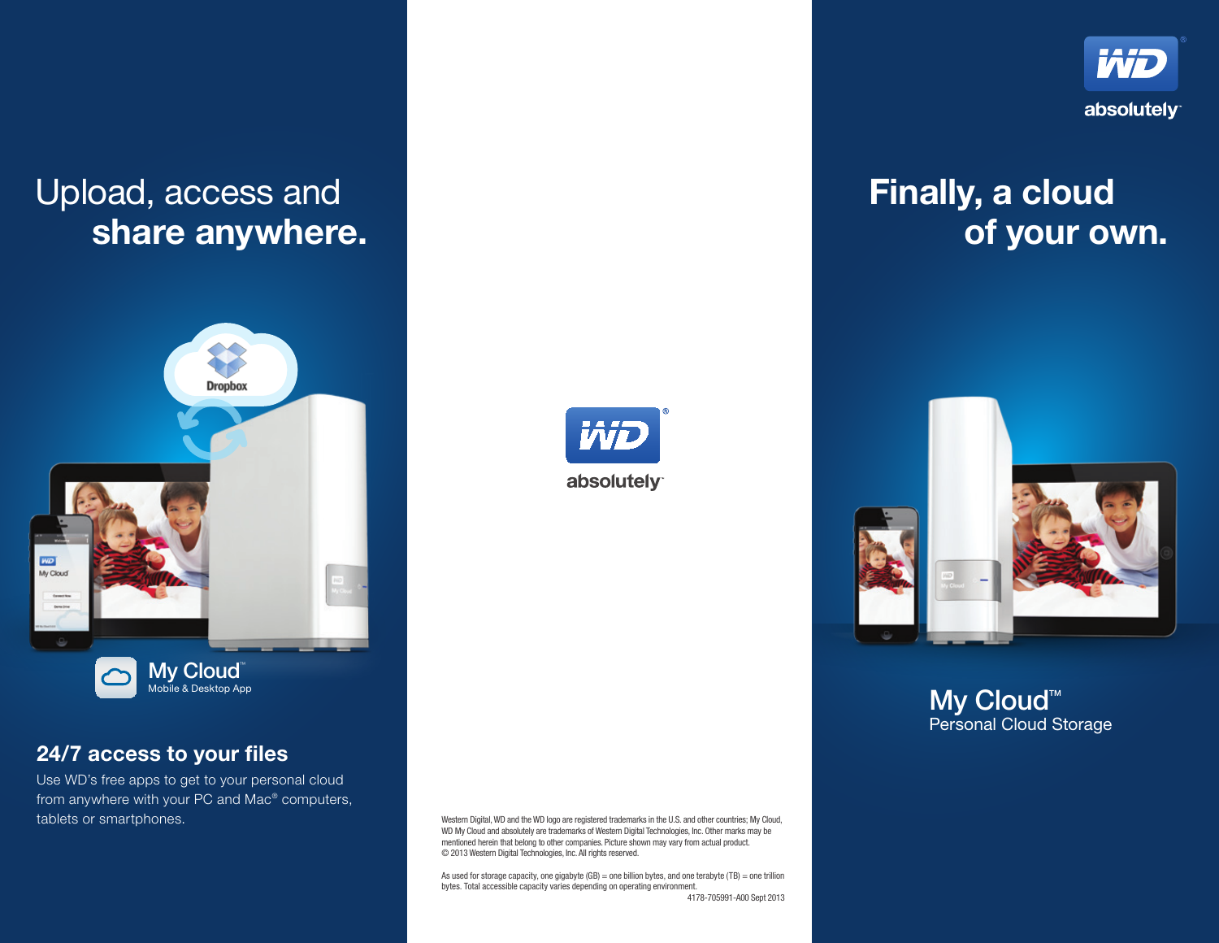# Upload, access and share anywhere.

My Cloud™
Mobile & Desktop App

## 24/7 access to your files

Use WD's free apps to get to your personal cloud from anywhere with your PC and Mac® computers, tablets or smartphones.

WD® absolutely™

Western Digital, WD and the WD logo are registered trademarks in the U.S. and other countries; My Cloud, WD My Cloud and absolutely are trademarks of Western Digital Technologies, Inc. Other marks may be mentioned herein that belong to other companies. Picture shown may vary from actual product.
© 2013 Western Digital Technologies, Inc. All rights reserved.

As used for storage capacity, one gigabyte (GB) = one billion bytes, and one terabyte (TB) = one trillion bytes. Total accessible capacity varies depending on operating environment.

4178-705991-A00 Sept 2013

WD® absolutely™

# Finally, a cloud of your own.

My Cloud™
Personal Cloud Storage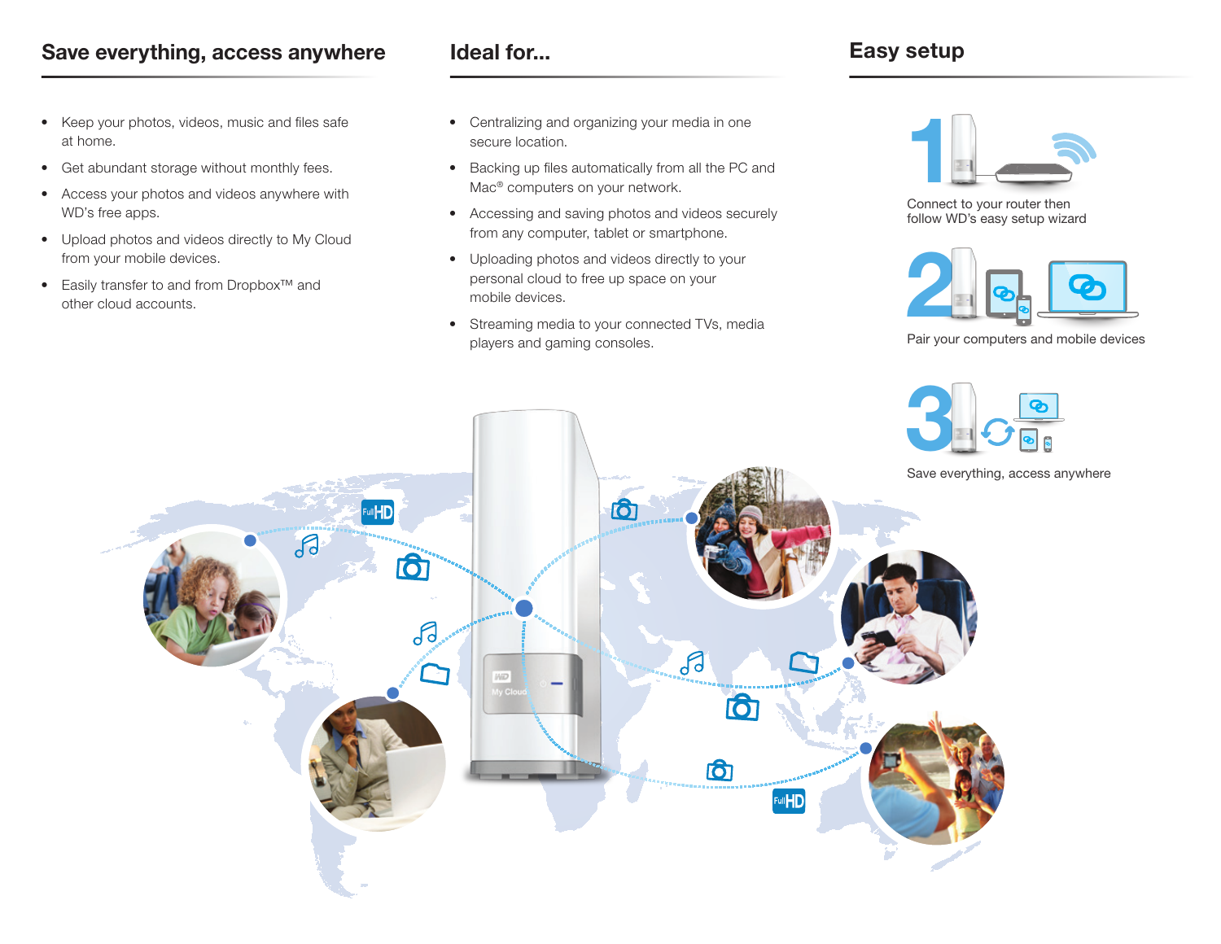## Save everything, access anywhere

- Keep your photos, videos, music and files safe at home.
- Get abundant storage without monthly fees.
- Access your photos and videos anywhere with WD's free apps.
- Upload photos and videos directly to My Cloud from your mobile devices.
- Easily transfer to and from Dropbox™ and other cloud accounts.

## Ideal for...

- Centralizing and organizing your media in one secure location.
- Backing up files automatically from all the PC and Mac® computers on your network.
- Accessing and saving photos and videos securely from any computer, tablet or smartphone.
- Uploading photos and videos directly to your personal cloud to free up space on your mobile devices.
- Streaming media to your connected TVs, media players and gaming consoles.

## Easy setup

1. Connect to your router then follow WD's easy setup wizard
2. Pair your computers and mobile devices
3. Save everything, access anywhere